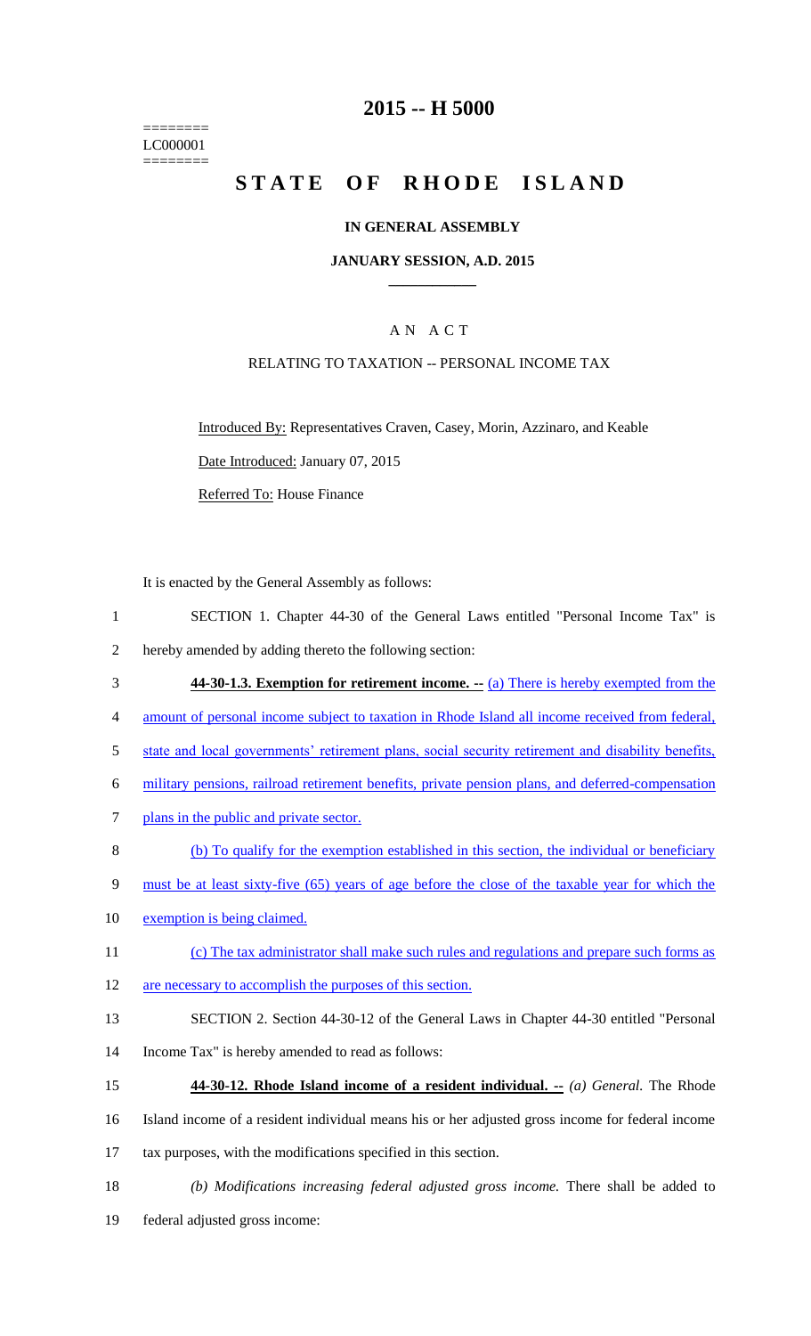========
LC000001
========

# 2015 -- H 5000

# STATE OF RHODE ISLAND

## IN GENERAL ASSEMBLY

## JANUARY SESSION, A.D. 2015

## A N A C T

RELATING TO TAXATION -- PERSONAL INCOME TAX

Introduced By: Representatives Craven, Casey, Morin, Azzinaro, and Keable

Date Introduced: January 07, 2015

Referred To: House Finance

It is enacted by the General Assembly as follows:

1 SECTION 1. Chapter 44-30 of the General Laws entitled "Personal Income Tax" is
2 hereby amended by adding thereto the following section:

3 **44-30-1.3. Exemption for retirement income. --** (a) There is hereby exempted from the
4 amount of personal income subject to taxation in Rhode Island all income received from federal,
5 state and local governments' retirement plans, social security retirement and disability benefits,
6 military pensions, railroad retirement benefits, private pension plans, and deferred-compensation
7 plans in the public and private sector.

8 (b) To qualify for the exemption established in this section, the individual or beneficiary
9 must be at least sixty-five (65) years of age before the close of the taxable year for which the
10 exemption is being claimed.

11 (c) The tax administrator shall make such rules and regulations and prepare such forms as
12 are necessary to accomplish the purposes of this section.

13 SECTION 2. Section 44-30-12 of the General Laws in Chapter 44-30 entitled "Personal
14 Income Tax" is hereby amended to read as follows:

15 **44-30-12. Rhode Island income of a resident individual. --** *(a) General.* The Rhode
16 Island income of a resident individual means his or her adjusted gross income for federal income
17 tax purposes, with the modifications specified in this section.

18 *(b) Modifications increasing federal adjusted gross income.* There shall be added to
19 federal adjusted gross income: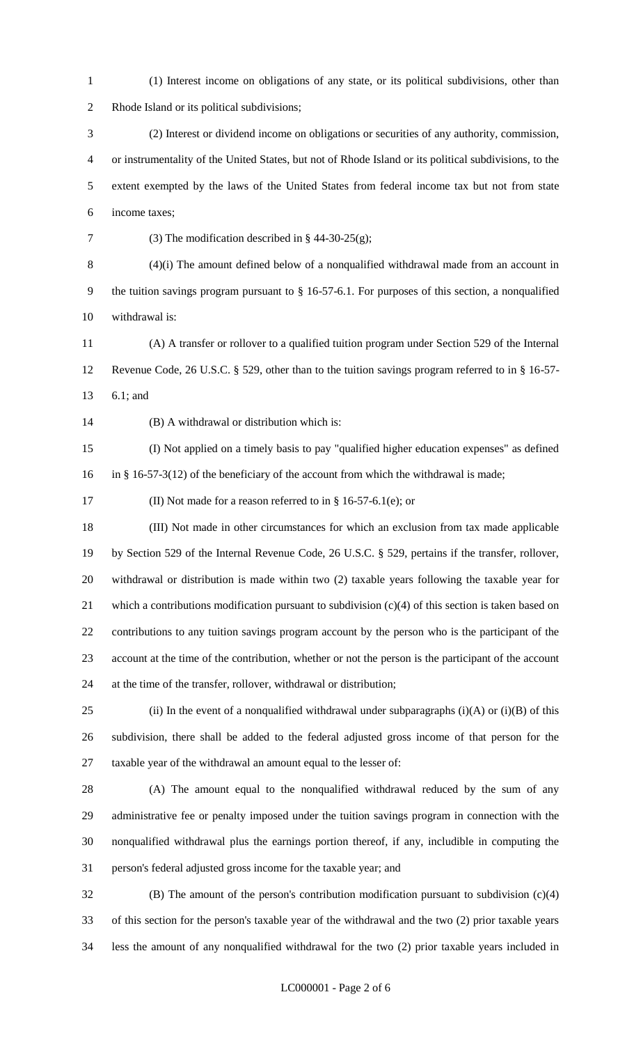(1) Interest income on obligations of any state, or its political subdivisions, other than Rhode Island or its political subdivisions;

(2) Interest or dividend income on obligations or securities of any authority, commission, or instrumentality of the United States, but not of Rhode Island or its political subdivisions, to the extent exempted by the laws of the United States from federal income tax but not from state income taxes;

(3) The modification described in § 44-30-25(g);

(4)(i) The amount defined below of a nonqualified withdrawal made from an account in the tuition savings program pursuant to § 16-57-6.1. For purposes of this section, a nonqualified withdrawal is:

(A) A transfer or rollover to a qualified tuition program under Section 529 of the Internal Revenue Code, 26 U.S.C. § 529, other than to the tuition savings program referred to in § 16-57-6.1; and

(B) A withdrawal or distribution which is:

(I) Not applied on a timely basis to pay "qualified higher education expenses" as defined in § 16-57-3(12) of the beneficiary of the account from which the withdrawal is made;

(II) Not made for a reason referred to in § 16-57-6.1(e); or

(III) Not made in other circumstances for which an exclusion from tax made applicable by Section 529 of the Internal Revenue Code, 26 U.S.C. § 529, pertains if the transfer, rollover, withdrawal or distribution is made within two (2) taxable years following the taxable year for which a contributions modification pursuant to subdivision (c)(4) of this section is taken based on contributions to any tuition savings program account by the person who is the participant of the account at the time of the contribution, whether or not the person is the participant of the account at the time of the transfer, rollover, withdrawal or distribution;

(ii) In the event of a nonqualified withdrawal under subparagraphs (i)(A) or (i)(B) of this subdivision, there shall be added to the federal adjusted gross income of that person for the taxable year of the withdrawal an amount equal to the lesser of:

(A) The amount equal to the nonqualified withdrawal reduced by the sum of any administrative fee or penalty imposed under the tuition savings program in connection with the nonqualified withdrawal plus the earnings portion thereof, if any, includible in computing the person's federal adjusted gross income for the taxable year; and

(B) The amount of the person's contribution modification pursuant to subdivision (c)(4) of this section for the person's taxable year of the withdrawal and the two (2) prior taxable years less the amount of any nonqualified withdrawal for the two (2) prior taxable years included in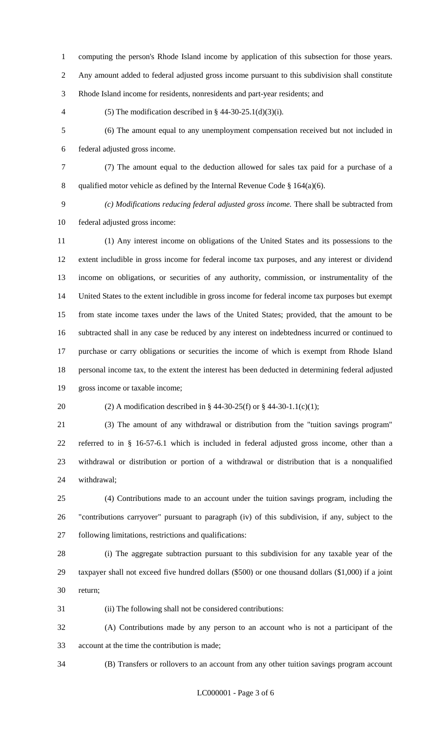computing the person's Rhode Island income by application of this subsection for those years. Any amount added to federal adjusted gross income pursuant to this subdivision shall constitute Rhode Island income for residents, nonresidents and part-year residents; and

(5) The modification described in § 44-30-25.1(d)(3)(i).

(6) The amount equal to any unemployment compensation received but not included in federal adjusted gross income.

(7) The amount equal to the deduction allowed for sales tax paid for a purchase of a qualified motor vehicle as defined by the Internal Revenue Code § 164(a)(6).

*(c) Modifications reducing federal adjusted gross income.* There shall be subtracted from federal adjusted gross income:

(1) Any interest income on obligations of the United States and its possessions to the extent includible in gross income for federal income tax purposes, and any interest or dividend income on obligations, or securities of any authority, commission, or instrumentality of the United States to the extent includible in gross income for federal income tax purposes but exempt from state income taxes under the laws of the United States; provided, that the amount to be subtracted shall in any case be reduced by any interest on indebtedness incurred or continued to purchase or carry obligations or securities the income of which is exempt from Rhode Island personal income tax, to the extent the interest has been deducted in determining federal adjusted gross income or taxable income;

(2) A modification described in § 44-30-25(f) or § 44-30-1.1(c)(1);

(3) The amount of any withdrawal or distribution from the "tuition savings program" referred to in § 16-57-6.1 which is included in federal adjusted gross income, other than a withdrawal or distribution or portion of a withdrawal or distribution that is a nonqualified withdrawal;

(4) Contributions made to an account under the tuition savings program, including the "contributions carryover" pursuant to paragraph (iv) of this subdivision, if any, subject to the following limitations, restrictions and qualifications:

(i) The aggregate subtraction pursuant to this subdivision for any taxable year of the taxpayer shall not exceed five hundred dollars ($500) or one thousand dollars ($1,000) if a joint return;

(ii) The following shall not be considered contributions:

(A) Contributions made by any person to an account who is not a participant of the account at the time the contribution is made;

(B) Transfers or rollovers to an account from any other tuition savings program account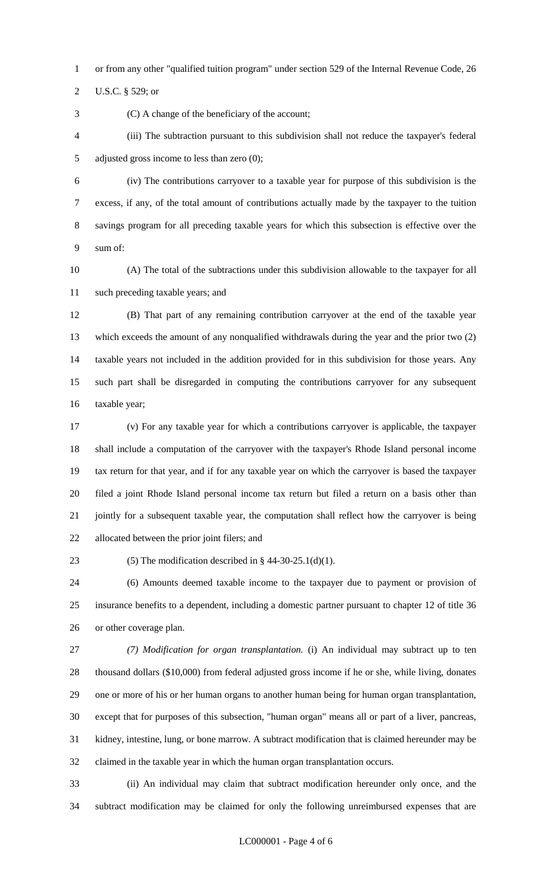or from any other "qualified tuition program" under section 529 of the Internal Revenue Code, 26 U.S.C. § 529; or

(C) A change of the beneficiary of the account;

(iii) The subtraction pursuant to this subdivision shall not reduce the taxpayer's federal adjusted gross income to less than zero (0);

(iv) The contributions carryover to a taxable year for purpose of this subdivision is the excess, if any, of the total amount of contributions actually made by the taxpayer to the tuition savings program for all preceding taxable years for which this subsection is effective over the sum of:

(A) The total of the subtractions under this subdivision allowable to the taxpayer for all such preceding taxable years; and

(B) That part of any remaining contribution carryover at the end of the taxable year which exceeds the amount of any nonqualified withdrawals during the year and the prior two (2) taxable years not included in the addition provided for in this subdivision for those years. Any such part shall be disregarded in computing the contributions carryover for any subsequent taxable year;

(v) For any taxable year for which a contributions carryover is applicable, the taxpayer shall include a computation of the carryover with the taxpayer's Rhode Island personal income tax return for that year, and if for any taxable year on which the carryover is based the taxpayer filed a joint Rhode Island personal income tax return but filed a return on a basis other than jointly for a subsequent taxable year, the computation shall reflect how the carryover is being allocated between the prior joint filers; and

(5) The modification described in § 44-30-25.1(d)(1).

(6) Amounts deemed taxable income to the taxpayer due to payment or provision of insurance benefits to a dependent, including a domestic partner pursuant to chapter 12 of title 36 or other coverage plan.

*(7) Modification for organ transplantation.* (i) An individual may subtract up to ten thousand dollars ($10,000) from federal adjusted gross income if he or she, while living, donates one or more of his or her human organs to another human being for human organ transplantation, except that for purposes of this subsection, "human organ" means all or part of a liver, pancreas, kidney, intestine, lung, or bone marrow. A subtract modification that is claimed hereunder may be claimed in the taxable year in which the human organ transplantation occurs.

(ii) An individual may claim that subtract modification hereunder only once, and the subtract modification may be claimed for only the following unreimbursed expenses that are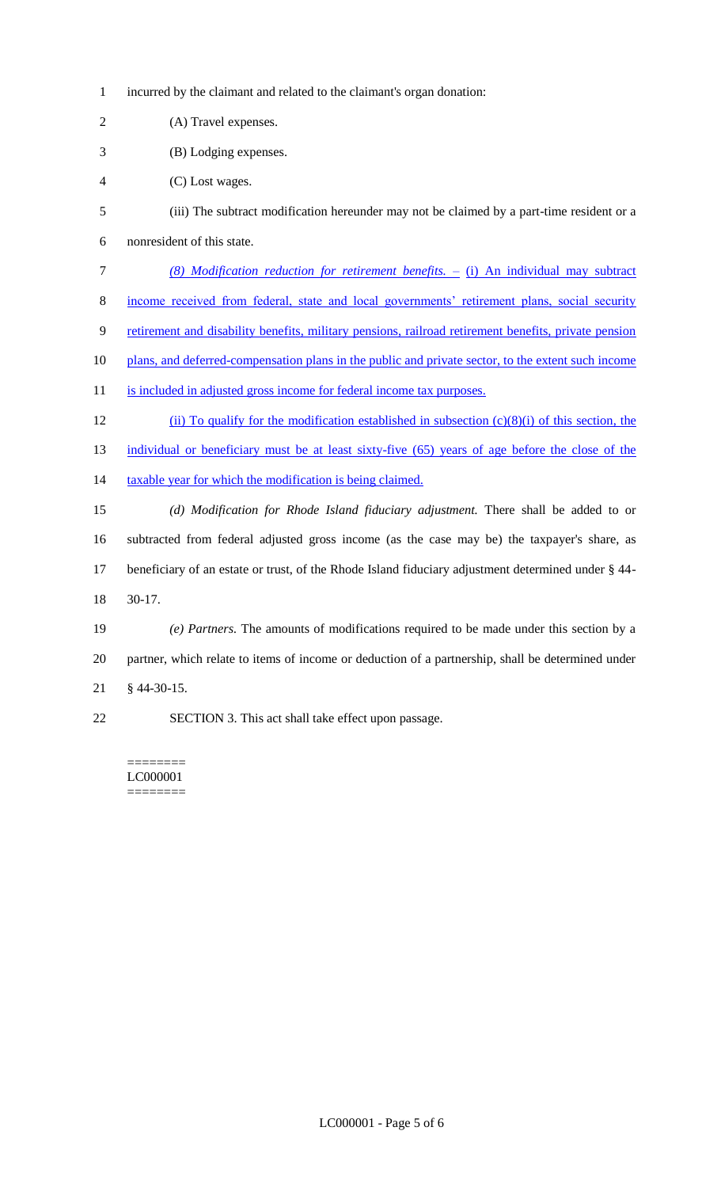incurred by the claimant and related to the claimant's organ donation:

(A) Travel expenses.

(B) Lodging expenses.

(C) Lost wages.

(iii) The subtract modification hereunder may not be claimed by a part-time resident or a nonresident of this state.

*(8) Modification reduction for retirement benefits. –* (i) An individual may subtract income received from federal, state and local governments' retirement plans, social security retirement and disability benefits, military pensions, railroad retirement benefits, private pension plans, and deferred-compensation plans in the public and private sector, to the extent such income is included in adjusted gross income for federal income tax purposes.

(ii) To qualify for the modification established in subsection (c)(8)(i) of this section, the individual or beneficiary must be at least sixty-five (65) years of age before the close of the taxable year for which the modification is being claimed.

*(d) Modification for Rhode Island fiduciary adjustment.* There shall be added to or subtracted from federal adjusted gross income (as the case may be) the taxpayer's share, as beneficiary of an estate or trust, of the Rhode Island fiduciary adjustment determined under § 44-30-17.

*(e) Partners.* The amounts of modifications required to be made under this section by a partner, which relate to items of income or deduction of a partnership, shall be determined under § 44-30-15.

SECTION 3. This act shall take effect upon passage.

========
LC000001
========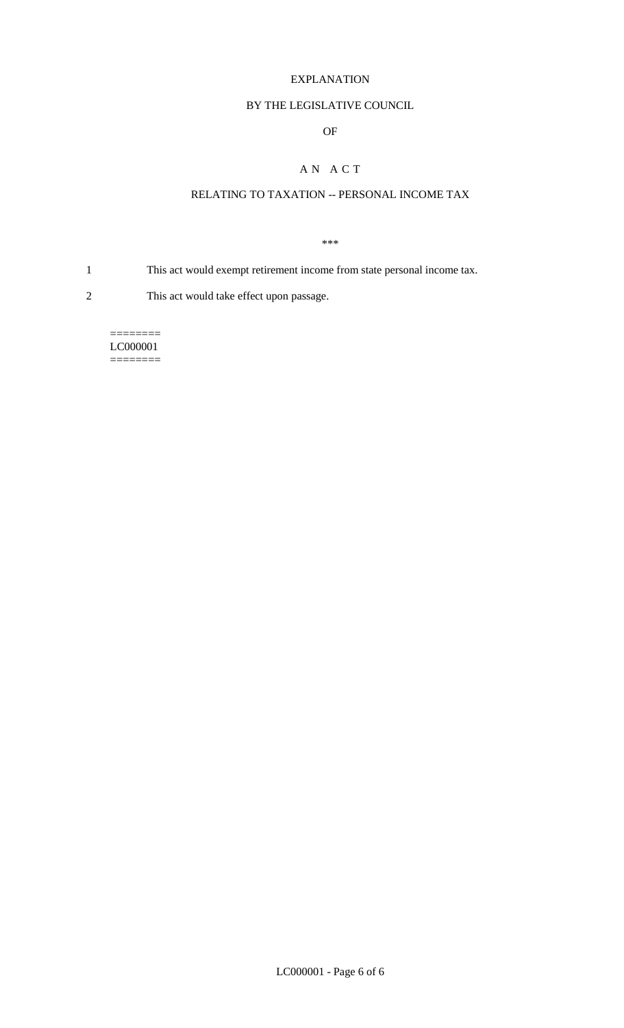EXPLANATION

BY THE LEGISLATIVE COUNCIL

OF

# A N A C T

RELATING TO TAXATION -- PERSONAL INCOME TAX

\*\*\*

1 This act would exempt retirement income from state personal income tax.

2 This act would take effect upon passage.

========
LC000001
========